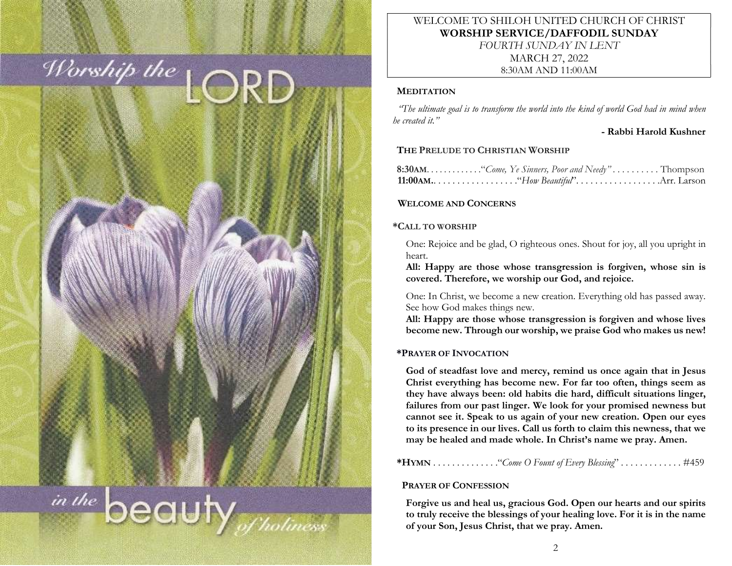Worship the LORD

in the beauty of holiness

WELCOME TO SHILOH UNITED CHURCH OF CHRIST
**WORSHIP SERVICE/DAFFODIL SUNDAY**
*FOURTH SUNDAY IN LENT*
MARCH 27, 2022
8:30AM AND 11:00AM

**MEDITATION**

*"The ultimate goal is to transform the world into the kind of world God had in mind when he created it."*

**- Rabbi Harold Kushner**

**THE PRELUDE TO CHRISTIAN WORSHIP**

**8:30AM**. . . . . . . . . . . ."*Come, Ye Sinners, Poor and Needy"* . . . . . . . . . . Thompson
**11:00AM.**. . . . . . . . . . . . . . . . ."*How Beautiful*". . . . . . . . . . . . . . . . . .Arr. Larson

**WELCOME AND CONCERNS**

**\*CALL TO WORSHIP**

One: Rejoice and be glad, O righteous ones. Shout for joy, all you upright in heart.

**All: Happy are those whose transgression is forgiven, whose sin is covered. Therefore, we worship our God, and rejoice.**

One: In Christ, we become a new creation. Everything old has passed away. See how God makes things new.

**All: Happy are those whose transgression is forgiven and whose lives become new. Through our worship, we praise God who makes us new!**

**\*PRAYER OF INVOCATION**

**God of steadfast love and mercy, remind us once again that in Jesus Christ everything has become new. For far too often, things seem as they have always been: old habits die hard, difficult situations linger, failures from our past linger. We look for your promised newness but cannot see it. Speak to us again of your new creation. Open our eyes to its presence in our lives. Call us forth to claim this newness, that we may be healed and made whole. In Christ's name we pray. Amen.**

**\*HYMN** . . . . . . . . . . . . ."*Come O Fount of Every Blessing*" . . . . . . . . . . . . . #459

**PRAYER OF CONFESSION**

**Forgive us and heal us, gracious God. Open our hearts and our spirits to truly receive the blessings of your healing love. For it is in the name of your Son, Jesus Christ, that we pray. Amen.**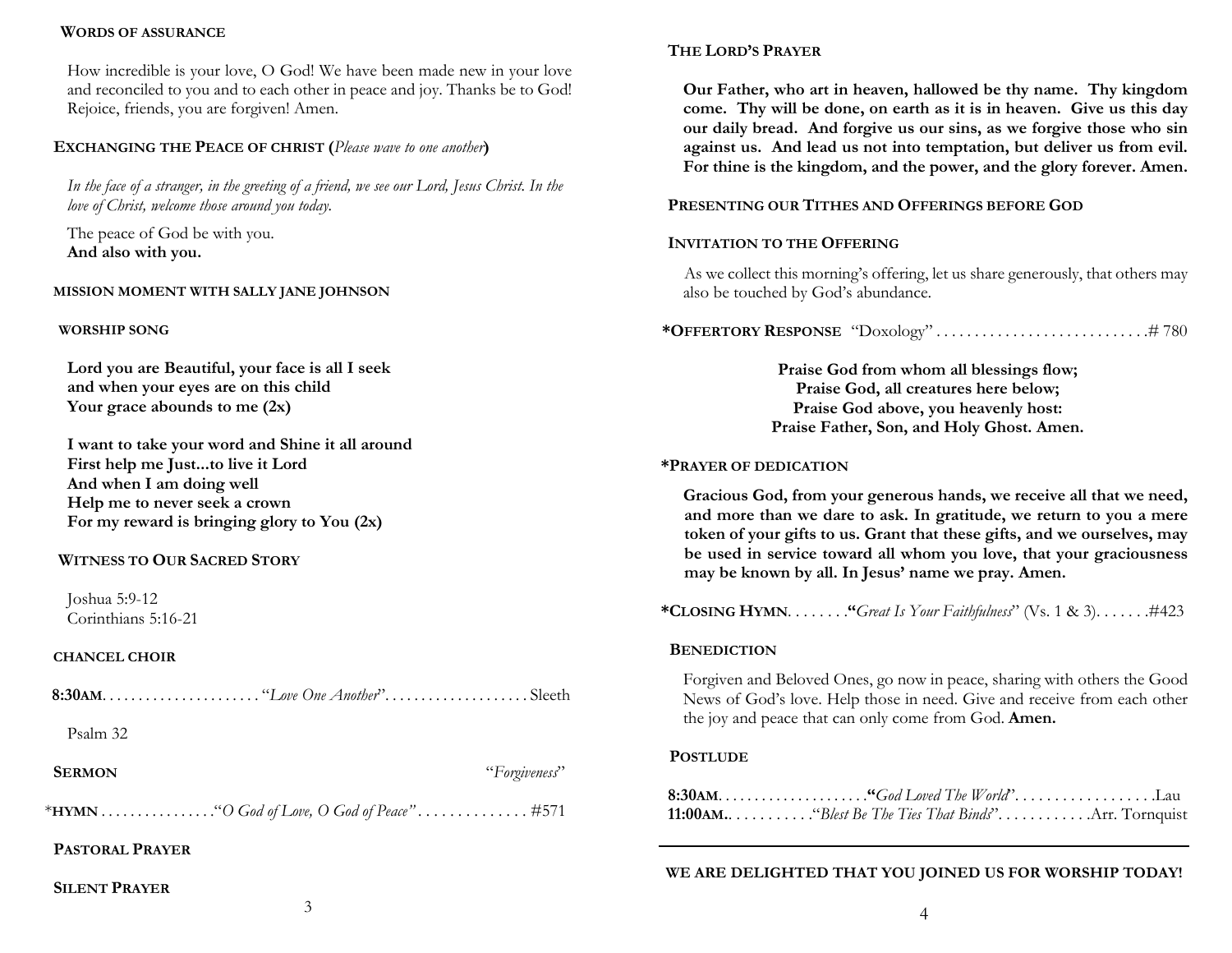## WORDS OF ASSURANCE

How incredible is your love, O God! We have been made new in your love and reconciled to you and to each other in peace and joy. Thanks be to God! Rejoice, friends, you are forgiven! Amen.

## EXCHANGING THE PEACE OF CHRIST (*Please wave to one another*)

*In the face of a stranger, in the greeting of a friend, we see our Lord, Jesus Christ. In the love of Christ, welcome those around you today.*

The peace of God be with you.
**And also with you.**

## MISSION MOMENT WITH SALLY JANE JOHNSON

## WORSHIP SONG

**Lord you are Beautiful, your face is all I seek**
**and when your eyes are on this child**
**Your grace abounds to me (2x)**

**I want to take your word and Shine it all around**
**First help me Just...to live it Lord**
**And when I am doing well**
**Help me to never seek a crown**
**For my reward is bringing glory to You (2x)**

## WITNESS TO OUR SACRED STORY

Joshua 5:9-12
Corinthians 5:16-21

## CHANCEL CHOIR

**8:30AM**. . . . . . . . . . . . . . . . . . . . . "*Love One Another*". . . . . . . . . . . . . . . . . . . . Sleeth

Psalm 32

**SERMON** "*Forgiveness*"

***HYMN** . . . . . . . . . . . . . . . "*O God of Love, O God of Peace"* . . . . . . . . . . . . . . #571

## PASTORAL PRAYER

## SILENT PRAYER

## THE LORD'S PRAYER

**Our Father, who art in heaven, hallowed be thy name. Thy kingdom come. Thy will be done, on earth as it is in heaven. Give us this day our daily bread. And forgive us our sins, as we forgive those who sin against us. And lead us not into temptation, but deliver us from evil. For thine is the kingdom, and the power, and the glory forever. Amen.**

## PRESENTING OUR TITHES AND OFFERINGS BEFORE GOD

## INVITATION TO THE OFFERING

As we collect this morning's offering, let us share generously, that others may also be touched by God's abundance.

***OFFERTORY RESPONSE** "Doxology" . . . . . . . . . . . . . . . . . . . . . . . . . . . # 780

**Praise God from whom all blessings flow;**
**Praise God, all creatures here below;**
**Praise God above, you heavenly host:**
**Praise Father, Son, and Holy Ghost. Amen.**

## *PRAYER OF DEDICATION

**Gracious God, from your generous hands, we receive all that we need, and more than we dare to ask. In gratitude, we return to you a mere token of your gifts to us. Grant that these gifts, and we ourselves, may be used in service toward all whom you love, that your graciousness may be known by all. In Jesus' name we pray. Amen.**

***CLOSING HYMN**. . . . . . . "*Great Is Your Faithfulness*" (Vs. 1 & 3). . . . . . .#423

## BENEDICTION

Forgiven and Beloved Ones, go now in peace, sharing with others the Good News of God's love. Help those in need. Give and receive from each other the joy and peace that can only come from God. **Amen.**

## POSTLUDE

**8:30AM**. . . . . . . . . . . . . . . . . . . . "*God Loved The World*". . . . . . . . . . . . . . . . . .Lau
**11:00AM**.. . . . . . . . . . ."*Blest Be The Ties That Binds*". . . . . . . . . . . .Arr. Tornquist

---

**WE ARE DELIGHTED THAT YOU JOINED US FOR WORSHIP TODAY!**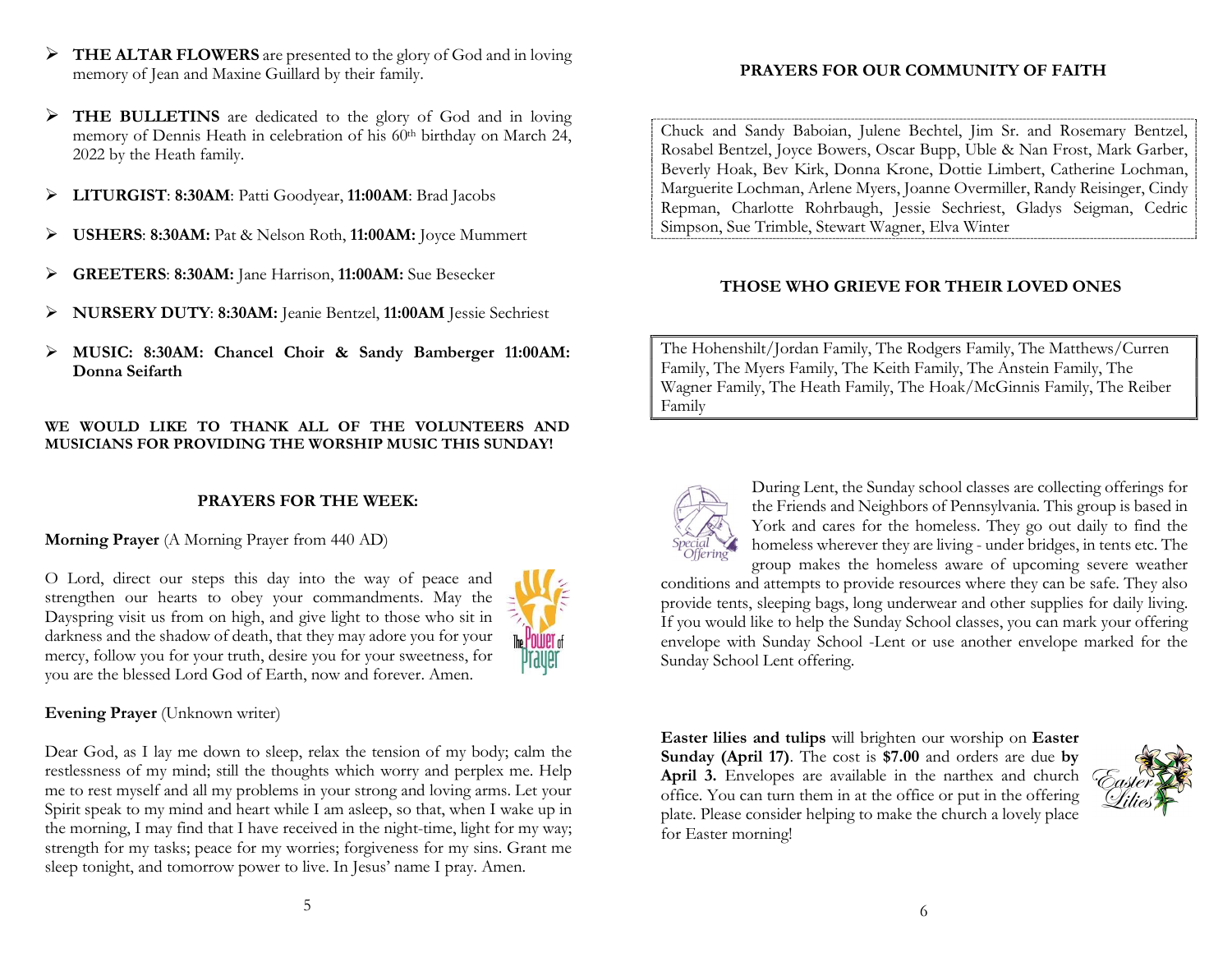- **THE ALTAR FLOWERS** are presented to the glory of God and in loving memory of Jean and Maxine Guillard by their family.

- **THE BULLETINS** are dedicated to the glory of God and in loving memory of Dennis Heath in celebration of his 60th birthday on March 24, 2022 by the Heath family.

- **LITURGIST**: **8:30AM**: Patti Goodyear, **11:00AM**: Brad Jacobs

- **USHERS**: **8:30AM:** Pat & Nelson Roth, **11:00AM:** Joyce Mummert

- **GREETERS**: **8:30AM:** Jane Harrison, **11:00AM:** Sue Besecker

- **NURSERY DUTY**: **8:30AM:** Jeanie Bentzel, **11:00AM** Jessie Sechriest

- **MUSIC: 8:30AM: Chancel Choir & Sandy Bamberger 11:00AM: Donna Seifarth**

**WE WOULD LIKE TO THANK ALL OF THE VOLUNTEERS AND MUSICIANS FOR PROVIDING THE WORSHIP MUSIC THIS SUNDAY!**

## PRAYERS FOR THE WEEK:

**Morning Prayer** (A Morning Prayer from 440 AD)

O Lord, direct our steps this day into the way of peace and strengthen our hearts to obey your commandments. May the Dayspring visit us from on high, and give light to those who sit in darkness and the shadow of death, that they may adore you for your mercy, follow you for your truth, desire you for your sweetness, for you are the blessed Lord God of Earth, now and forever. Amen.

**Evening Prayer** (Unknown writer)

Dear God, as I lay me down to sleep, relax the tension of my body; calm the restlessness of my mind; still the thoughts which worry and perplex me. Help me to rest myself and all my problems in your strong and loving arms. Let your Spirit speak to my mind and heart while I am asleep, so that, when I wake up in the morning, I may find that I have received in the night-time, light for my way; strength for my tasks; peace for my worries; forgiveness for my sins. Grant me sleep tonight, and tomorrow power to live. In Jesus' name I pray. Amen.

## PRAYERS FOR OUR COMMUNITY OF FAITH

Chuck and Sandy Baboian, Julene Bechtel, Jim Sr. and Rosemary Bentzel, Rosabel Bentzel, Joyce Bowers, Oscar Bupp, Uble & Nan Frost, Mark Garber, Beverly Hoak, Bev Kirk, Donna Krone, Dottie Limbert, Catherine Lochman, Marguerite Lochman, Arlene Myers, Joanne Overmiller, Randy Reisinger, Cindy Repman, Charlotte Rohrbaugh, Jessie Sechriest, Gladys Seigman, Cedric Simpson, Sue Trimble, Stewart Wagner, Elva Winter

## THOSE WHO GRIEVE FOR THEIR LOVED ONES

The Hohenshilt/Jordan Family, The Rodgers Family, The Matthews/Curren Family, The Myers Family, The Keith Family, The Anstein Family, The Wagner Family, The Heath Family, The Hoak/McGinnis Family, The Reiber Family

During Lent, the Sunday school classes are collecting offerings for the Friends and Neighbors of Pennsylvania. This group is based in York and cares for the homeless. They go out daily to find the homeless wherever they are living - under bridges, in tents etc. The group makes the homeless aware of upcoming severe weather conditions and attempts to provide resources where they can be safe. They also provide tents, sleeping bags, long underwear and other supplies for daily living. If you would like to help the Sunday School classes, you can mark your offering envelope with Sunday School -Lent or use another envelope marked for the Sunday School Lent offering.

**Easter lilies and tulips** will brighten our worship on **Easter Sunday (April 17)**. The cost is **$7.00** and orders are due **by April 3.** Envelopes are available in the narthex and church office. You can turn them in at the office or put in the offering plate. Please consider helping to make the church a lovely place for Easter morning!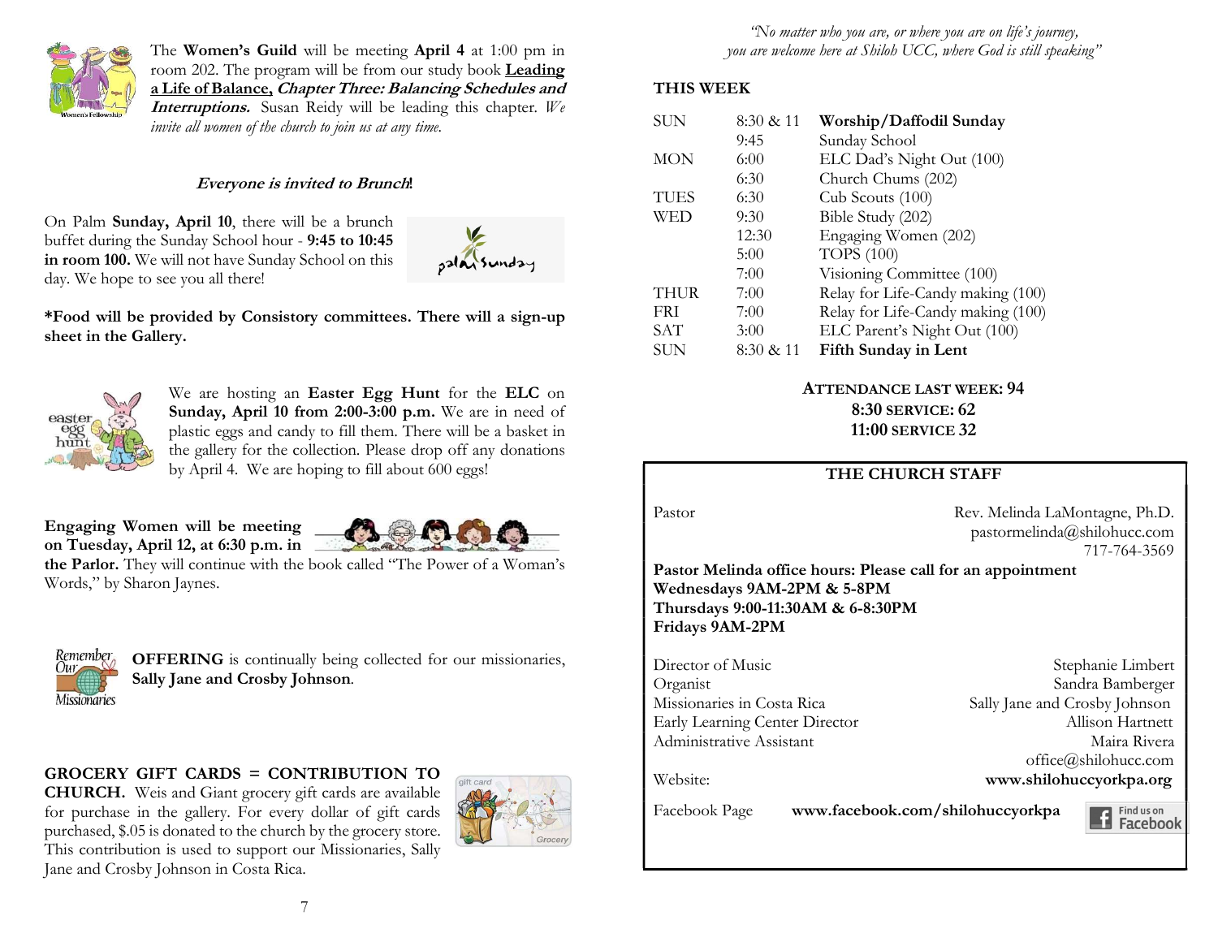The **Women's Guild** will be meeting **April 4** at 1:00 pm in room 202. The program will be from our study book **Leading a Life of Balance, *Chapter Three: Balancing Schedules and Interruptions.*** Susan Reidy will be leading this chapter. *We invite all women of the church to join us at any time.*

***Everyone is invited to Brunch*!**

On Palm **Sunday, April 10**, there will be a brunch buffet during the Sunday School hour - **9:45 to 10:45 in room 100.** We will not have Sunday School on this day. We hope to see you all there!

**\*Food will be provided by Consistory committees. There will a sign-up sheet in the Gallery.**

We are hosting an **Easter Egg Hunt** for the **ELC** on **Sunday, April 10 from 2:00-3:00 p.m.** We are in need of plastic eggs and candy to fill them. There will be a basket in the gallery for the collection. Please drop off any donations by April 4. We are hoping to fill about 600 eggs!

**Engaging Women will be meeting on Tuesday, April 12, at 6:30 p.m. in the Parlor.** They will continue with the book called "The Power of a Woman's Words," by Sharon Jaynes.

**OFFERING** is continually being collected for our missionaries, **Sally Jane and Crosby Johnson**.

**GROCERY GIFT CARDS = CONTRIBUTION TO CHURCH.** Weis and Giant grocery gift cards are available for purchase in the gallery. For every dollar of gift cards purchased, $.05 is donated to the church by the grocery store. This contribution is used to support our Missionaries, Sally Jane and Crosby Johnson in Costa Rica.

*"No matter who you are, or where you are on life's journey, you are welcome here at Shiloh UCC, where God is still speaking"*

## THIS WEEK

| | | |
|---|---|---|
| SUN | 8:30 & 11 | **Worship/Daffodil Sunday** |
| | 9:45 | Sunday School |
| MON | 6:00 | ELC Dad's Night Out (100) |
| | 6:30 | Church Chums (202) |
| TUES | 6:30 | Cub Scouts (100) |
| WED | 9:30 | Bible Study (202) |
| | 12:30 | Engaging Women (202) |
| | 5:00 | TOPS (100) |
| | 7:00 | Visioning Committee (100) |
| THUR | 7:00 | Relay for Life-Candy making (100) |
| FRI | 7:00 | Relay for Life-Candy making (100) |
| SAT | 3:00 | ELC Parent's Night Out (100) |
| SUN | 8:30 & 11 | **Fifth Sunday in Lent** |

**ATTENDANCE LAST WEEK: 94**
**8:30 SERVICE: 62**
**11:00 SERVICE 32**

## THE CHURCH STAFF

| | |
|---|---|
| Pastor | Rev. Melinda LaMontagne, Ph.D.<br>pastormelinda@shilohucc.com<br>717-764-3569 |

**Pastor Melinda office hours: Please call for an appointment**
**Wednesdays 9AM-2PM & 5-8PM**
**Thursdays 9:00-11:30AM & 6-8:30PM**
**Fridays 9AM-2PM**

| | |
|---|---|
| Director of Music | Stephanie Limbert |
| Organist | Sandra Bamberger |
| Missionaries in Costa Rica | Sally Jane and Crosby Johnson |
| Early Learning Center Director | Allison Hartnett |
| Administrative Assistant | Maira Rivera<br>office@shilohucc.com |
| Website: | **www.shilohuccyorkpa.org** |
| Facebook Page | **www.facebook.com/shilohuccyorkpa** |